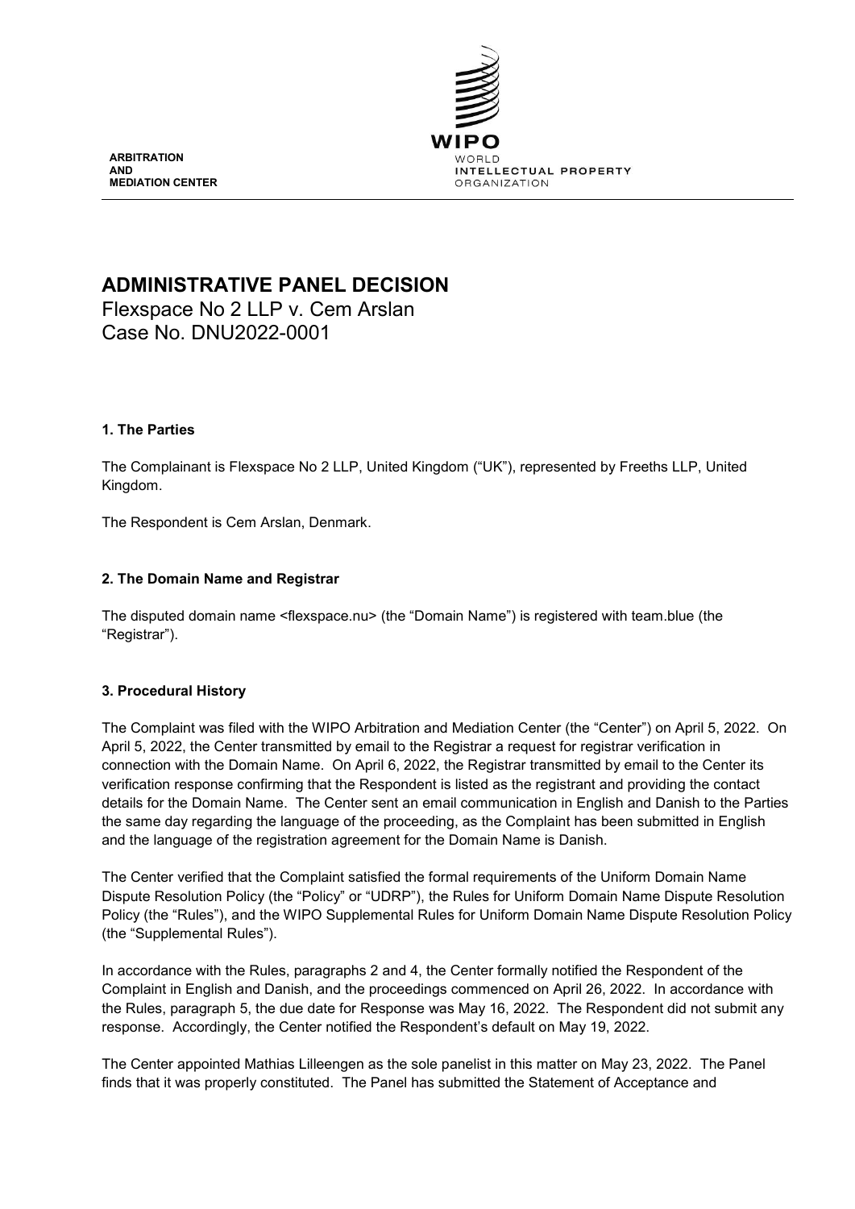**ARBITRATION AND MEDIATION CENTER**

WIPO
WORLD INTELLECTUAL PROPERTY ORGANIZATION

# ADMINISTRATIVE PANEL DECISION

Flexspace No 2 LLP v. Cem Arslan
Case No. DNU2022-0001

## 1. The Parties

The Complainant is Flexspace No 2 LLP, United Kingdom ("UK"), represented by Freeths LLP, United Kingdom.

The Respondent is Cem Arslan, Denmark.

## 2. The Domain Name and Registrar

The disputed domain name <flexspace.nu> (the "Domain Name") is registered with team.blue (the "Registrar").

## 3. Procedural History

The Complaint was filed with the WIPO Arbitration and Mediation Center (the "Center") on April 5, 2022. On April 5, 2022, the Center transmitted by email to the Registrar a request for registrar verification in connection with the Domain Name. On April 6, 2022, the Registrar transmitted by email to the Center its verification response confirming that the Respondent is listed as the registrant and providing the contact details for the Domain Name. The Center sent an email communication in English and Danish to the Parties the same day regarding the language of the proceeding, as the Complaint has been submitted in English and the language of the registration agreement for the Domain Name is Danish.

The Center verified that the Complaint satisfied the formal requirements of the Uniform Domain Name Dispute Resolution Policy (the "Policy" or "UDRP"), the Rules for Uniform Domain Name Dispute Resolution Policy (the "Rules"), and the WIPO Supplemental Rules for Uniform Domain Name Dispute Resolution Policy (the "Supplemental Rules").

In accordance with the Rules, paragraphs 2 and 4, the Center formally notified the Respondent of the Complaint in English and Danish, and the proceedings commenced on April 26, 2022. In accordance with the Rules, paragraph 5, the due date for Response was May 16, 2022. The Respondent did not submit any response. Accordingly, the Center notified the Respondent's default on May 19, 2022.

The Center appointed Mathias Lilleengen as the sole panelist in this matter on May 23, 2022. The Panel finds that it was properly constituted. The Panel has submitted the Statement of Acceptance and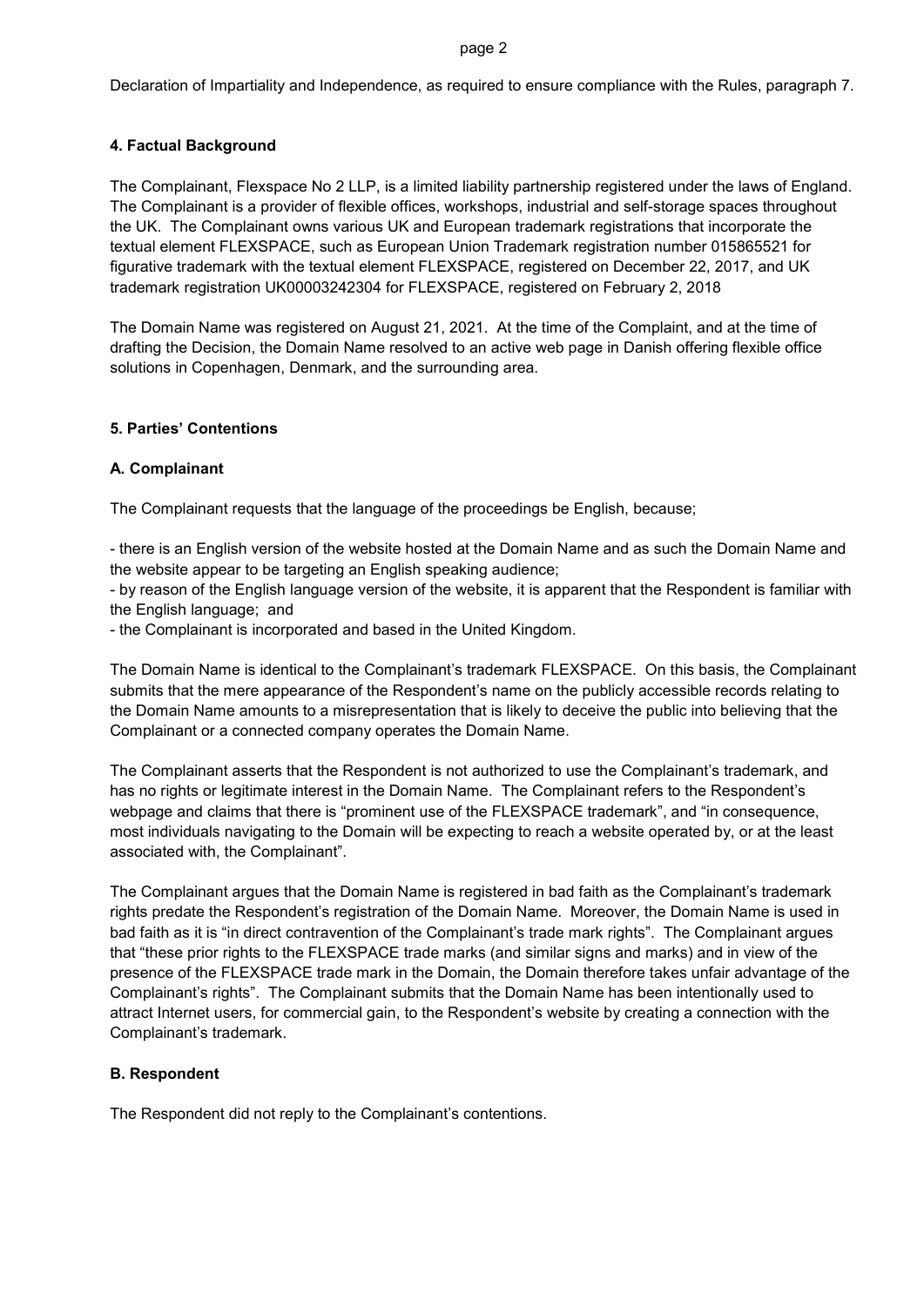Declaration of Impartiality and Independence, as required to ensure compliance with the Rules, paragraph 7.

### 4. Factual Background

The Complainant, Flexspace No 2 LLP, is a limited liability partnership registered under the laws of England. The Complainant is a provider of flexible offices, workshops, industrial and self-storage spaces throughout the UK. The Complainant owns various UK and European trademark registrations that incorporate the textual element FLEXSPACE, such as European Union Trademark registration number 015865521 for figurative trademark with the textual element FLEXSPACE, registered on December 22, 2017, and UK trademark registration UK00003242304 for FLEXSPACE, registered on February 2, 2018

The Domain Name was registered on August 21, 2021. At the time of the Complaint, and at the time of drafting the Decision, the Domain Name resolved to an active web page in Danish offering flexible office solutions in Copenhagen, Denmark, and the surrounding area.

### 5. Parties' Contentions

#### A. Complainant

The Complainant requests that the language of the proceedings be English, because;

- there is an English version of the website hosted at the Domain Name and as such the Domain Name and the website appear to be targeting an English speaking audience;
- by reason of the English language version of the website, it is apparent that the Respondent is familiar with the English language; and
- the Complainant is incorporated and based in the United Kingdom.

The Domain Name is identical to the Complainant's trademark FLEXSPACE. On this basis, the Complainant submits that the mere appearance of the Respondent's name on the publicly accessible records relating to the Domain Name amounts to a misrepresentation that is likely to deceive the public into believing that the Complainant or a connected company operates the Domain Name.

The Complainant asserts that the Respondent is not authorized to use the Complainant's trademark, and has no rights or legitimate interest in the Domain Name. The Complainant refers to the Respondent's webpage and claims that there is "prominent use of the FLEXSPACE trademark", and "in consequence, most individuals navigating to the Domain will be expecting to reach a website operated by, or at the least associated with, the Complainant".

The Complainant argues that the Domain Name is registered in bad faith as the Complainant's trademark rights predate the Respondent's registration of the Domain Name. Moreover, the Domain Name is used in bad faith as it is "in direct contravention of the Complainant's trade mark rights". The Complainant argues that "these prior rights to the FLEXSPACE trade marks (and similar signs and marks) and in view of the presence of the FLEXSPACE trade mark in the Domain, the Domain therefore takes unfair advantage of the Complainant's rights". The Complainant submits that the Domain Name has been intentionally used to attract Internet users, for commercial gain, to the Respondent's website by creating a connection with the Complainant's trademark.

#### B. Respondent

The Respondent did not reply to the Complainant's contentions.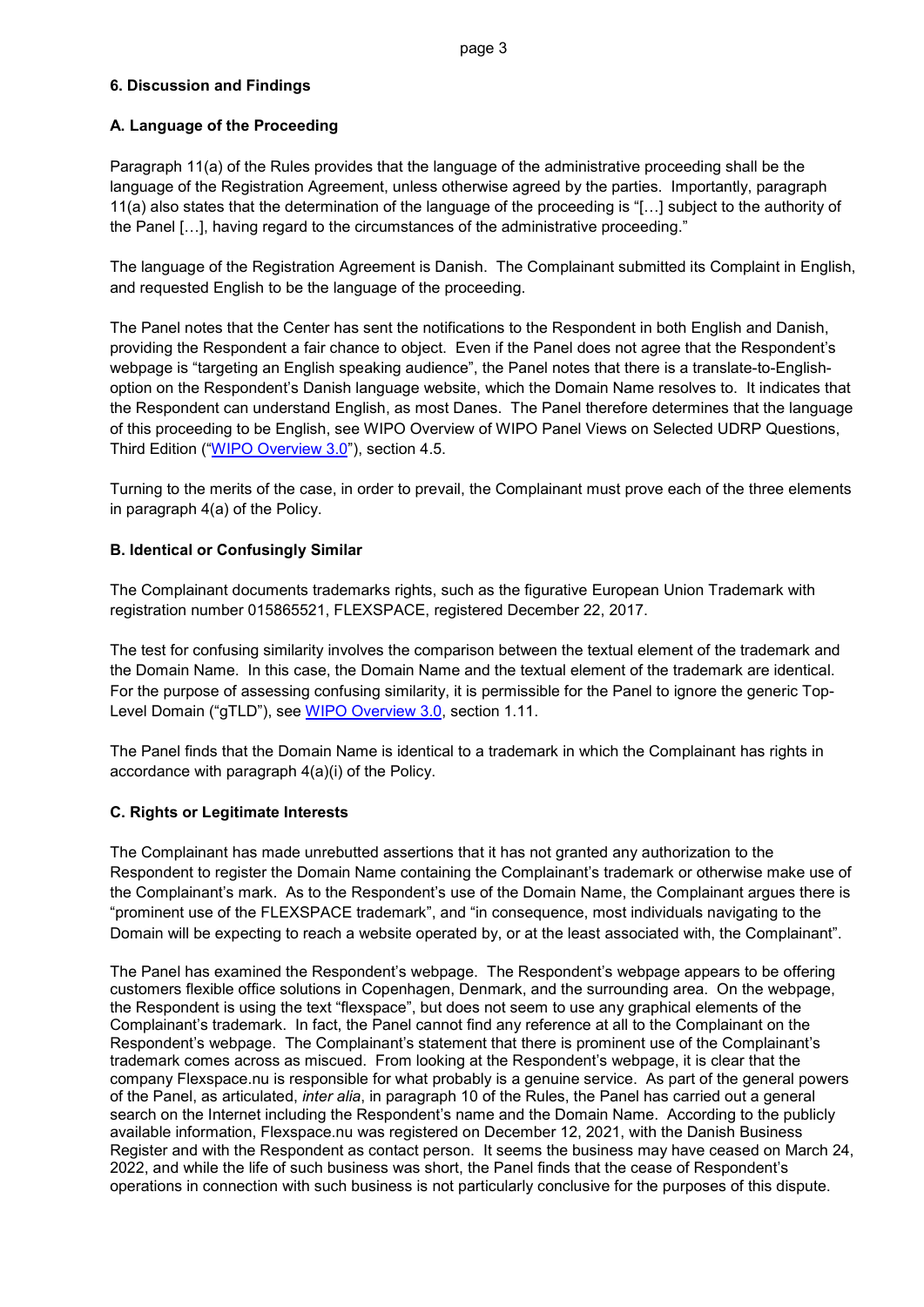### 6. Discussion and Findings

### A. Language of the Proceeding

Paragraph 11(a) of the Rules provides that the language of the administrative proceeding shall be the language of the Registration Agreement, unless otherwise agreed by the parties. Importantly, paragraph 11(a) also states that the determination of the language of the proceeding is "[…] subject to the authority of the Panel […], having regard to the circumstances of the administrative proceeding."

The language of the Registration Agreement is Danish. The Complainant submitted its Complaint in English, and requested English to be the language of the proceeding.

The Panel notes that the Center has sent the notifications to the Respondent in both English and Danish, providing the Respondent a fair chance to object. Even if the Panel does not agree that the Respondent's webpage is "targeting an English speaking audience", the Panel notes that there is a translate-to-English-option on the Respondent's Danish language website, which the Domain Name resolves to. It indicates that the Respondent can understand English, as most Danes. The Panel therefore determines that the language of this proceeding to be English, see WIPO Overview of WIPO Panel Views on Selected UDRP Questions, Third Edition ("WIPO Overview 3.0"), section 4.5.

Turning to the merits of the case, in order to prevail, the Complainant must prove each of the three elements in paragraph 4(a) of the Policy.

### B. Identical or Confusingly Similar

The Complainant documents trademarks rights, such as the figurative European Union Trademark with registration number 015865521, FLEXSPACE, registered December 22, 2017.

The test for confusing similarity involves the comparison between the textual element of the trademark and the Domain Name. In this case, the Domain Name and the textual element of the trademark are identical. For the purpose of assessing confusing similarity, it is permissible for the Panel to ignore the generic Top-Level Domain ("gTLD"), see WIPO Overview 3.0, section 1.11.

The Panel finds that the Domain Name is identical to a trademark in which the Complainant has rights in accordance with paragraph 4(a)(i) of the Policy.

### C. Rights or Legitimate Interests

The Complainant has made unrebutted assertions that it has not granted any authorization to the Respondent to register the Domain Name containing the Complainant's trademark or otherwise make use of the Complainant's mark. As to the Respondent's use of the Domain Name, the Complainant argues there is "prominent use of the FLEXSPACE trademark", and "in consequence, most individuals navigating to the Domain will be expecting to reach a website operated by, or at the least associated with, the Complainant".

The Panel has examined the Respondent's webpage. The Respondent's webpage appears to be offering customers flexible office solutions in Copenhagen, Denmark, and the surrounding area. On the webpage, the Respondent is using the text "flexspace", but does not seem to use any graphical elements of the Complainant's trademark. In fact, the Panel cannot find any reference at all to the Complainant on the Respondent's webpage. The Complainant's statement that there is prominent use of the Complainant's trademark comes across as miscued. From looking at the Respondent's webpage, it is clear that the company Flexspace.nu is responsible for what probably is a genuine service. As part of the general powers of the Panel, as articulated, *inter alia*, in paragraph 10 of the Rules, the Panel has carried out a general search on the Internet including the Respondent's name and the Domain Name. According to the publicly available information, Flexspace.nu was registered on December 12, 2021, with the Danish Business Register and with the Respondent as contact person. It seems the business may have ceased on March 24, 2022, and while the life of such business was short, the Panel finds that the cease of Respondent's operations in connection with such business is not particularly conclusive for the purposes of this dispute.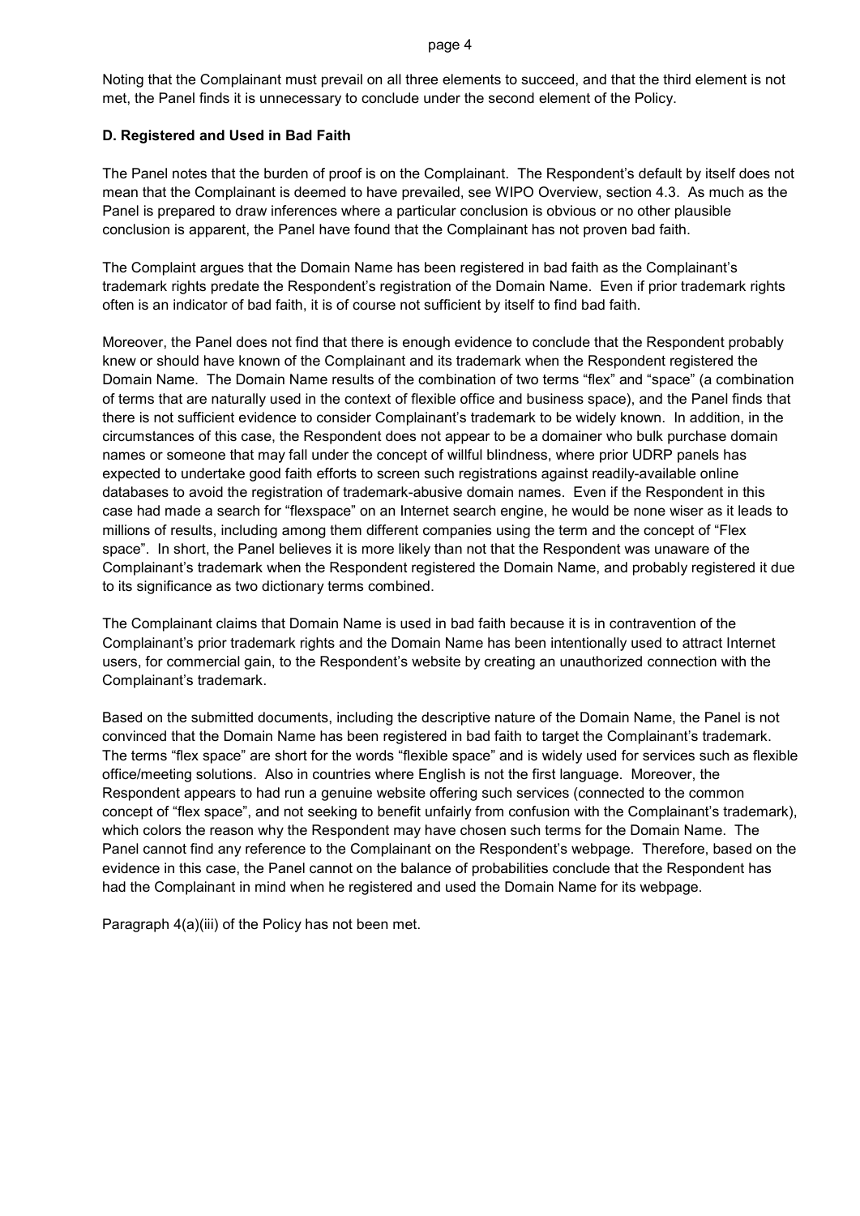Noting that the Complainant must prevail on all three elements to succeed, and that the third element is not met, the Panel finds it is unnecessary to conclude under the second element of the Policy.

**D. Registered and Used in Bad Faith**

The Panel notes that the burden of proof is on the Complainant. The Respondent's default by itself does not mean that the Complainant is deemed to have prevailed, see WIPO Overview, section 4.3. As much as the Panel is prepared to draw inferences where a particular conclusion is obvious or no other plausible conclusion is apparent, the Panel have found that the Complainant has not proven bad faith.

The Complaint argues that the Domain Name has been registered in bad faith as the Complainant's trademark rights predate the Respondent's registration of the Domain Name. Even if prior trademark rights often is an indicator of bad faith, it is of course not sufficient by itself to find bad faith.

Moreover, the Panel does not find that there is enough evidence to conclude that the Respondent probably knew or should have known of the Complainant and its trademark when the Respondent registered the Domain Name. The Domain Name results of the combination of two terms "flex" and "space" (a combination of terms that are naturally used in the context of flexible office and business space), and the Panel finds that there is not sufficient evidence to consider Complainant's trademark to be widely known. In addition, in the circumstances of this case, the Respondent does not appear to be a domainer who bulk purchase domain names or someone that may fall under the concept of willful blindness, where prior UDRP panels has expected to undertake good faith efforts to screen such registrations against readily-available online databases to avoid the registration of trademark-abusive domain names. Even if the Respondent in this case had made a search for "flexspace" on an Internet search engine, he would be none wiser as it leads to millions of results, including among them different companies using the term and the concept of "Flex space". In short, the Panel believes it is more likely than not that the Respondent was unaware of the Complainant's trademark when the Respondent registered the Domain Name, and probably registered it due to its significance as two dictionary terms combined.

The Complainant claims that Domain Name is used in bad faith because it is in contravention of the Complainant's prior trademark rights and the Domain Name has been intentionally used to attract Internet users, for commercial gain, to the Respondent's website by creating an unauthorized connection with the Complainant's trademark.

Based on the submitted documents, including the descriptive nature of the Domain Name, the Panel is not convinced that the Domain Name has been registered in bad faith to target the Complainant's trademark. The terms "flex space" are short for the words "flexible space" and is widely used for services such as flexible office/meeting solutions. Also in countries where English is not the first language. Moreover, the Respondent appears to had run a genuine website offering such services (connected to the common concept of "flex space", and not seeking to benefit unfairly from confusion with the Complainant's trademark), which colors the reason why the Respondent may have chosen such terms for the Domain Name. The Panel cannot find any reference to the Complainant on the Respondent's webpage. Therefore, based on the evidence in this case, the Panel cannot on the balance of probabilities conclude that the Respondent has had the Complainant in mind when he registered and used the Domain Name for its webpage.

Paragraph 4(a)(iii) of the Policy has not been met.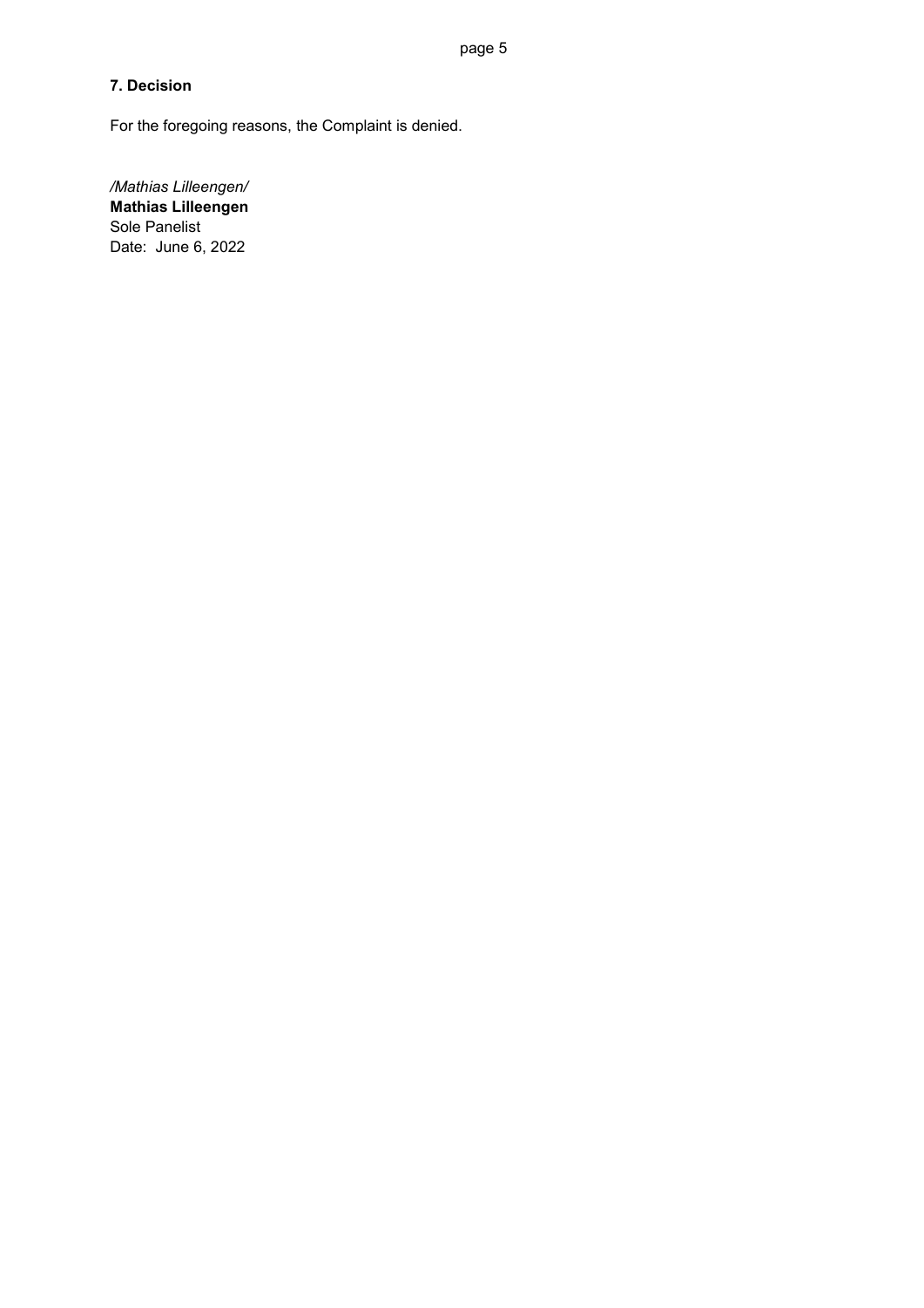## 7. Decision

For the foregoing reasons, the Complaint is denied.

*/Mathias Lilleengen/*
**Mathias Lilleengen**
Sole Panelist
Date: June 6, 2022